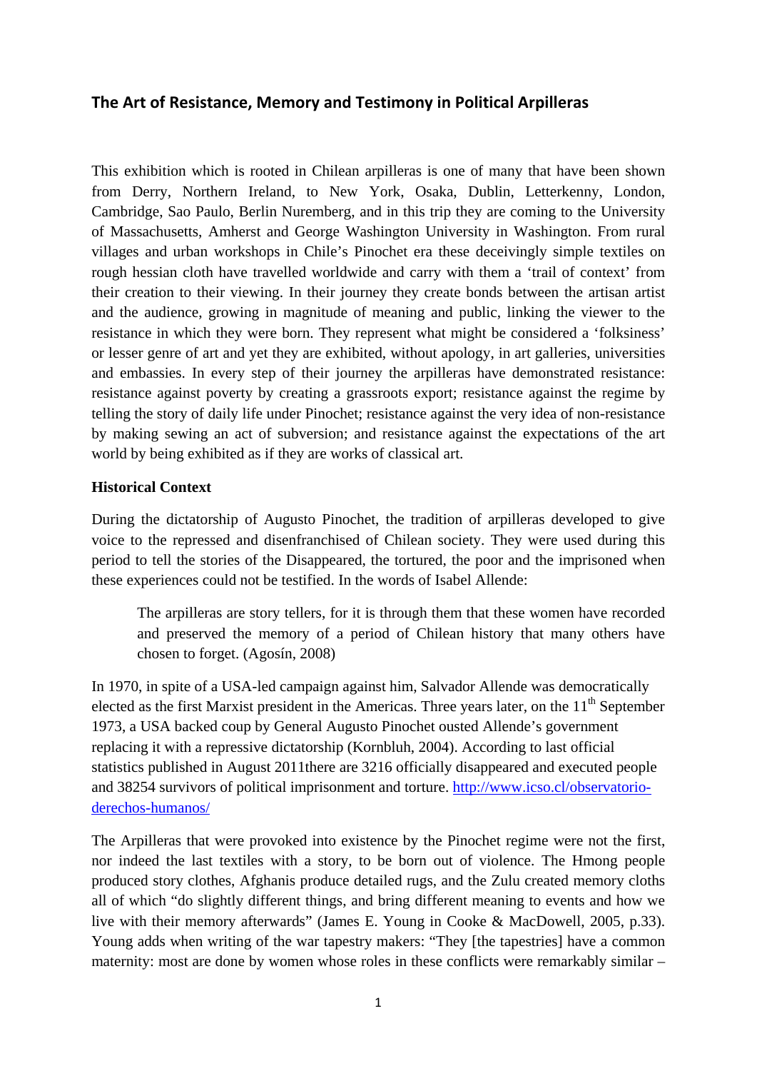# The Art of Resistance, Memory and Testimony in Political Arpilleras

This exhibition which is rooted in Chilean arpilleras is one of many that have been shown from Derry, Northern Ireland, to New York, Osaka, Dublin, Letterkenny, London, Cambridge, Sao Paulo, Berlin Nuremberg, and in this trip they are coming to the University of Massachusetts, Amherst and George Washington University in Washington. From rural villages and urban workshops in Chile's Pinochet era these deceivingly simple textiles on rough hessian cloth have travelled worldwide and carry with them a 'trail of context' from their creation to their viewing. In their journey they create bonds between the artisan artist and the audience, growing in magnitude of meaning and public, linking the viewer to the resistance in which they were born. They represent what might be considered a 'folksiness' or lesser genre of art and yet they are exhibited, without apology, in art galleries, universities and embassies. In every step of their journey the arpilleras have demonstrated resistance: resistance against poverty by creating a grassroots export; resistance against the regime by telling the story of daily life under Pinochet; resistance against the very idea of non-resistance by making sewing an act of subversion; and resistance against the expectations of the art world by being exhibited as if they are works of classical art.

**Historical Context**

During the dictatorship of Augusto Pinochet, the tradition of arpilleras developed to give voice to the repressed and disenfranchised of Chilean society. They were used during this period to tell the stories of the Disappeared, the tortured, the poor and the imprisoned when these experiences could not be testified. In the words of Isabel Allende:

> The arpilleras are story tellers, for it is through them that these women have recorded and preserved the memory of a period of Chilean history that many others have chosen to forget. (Agosín, 2008)

In 1970, in spite of a USA-led campaign against him, Salvador Allende was democratically elected as the first Marxist president in the Americas. Three years later, on the 11th September 1973, a USA backed coup by General Augusto Pinochet ousted Allende's government replacing it with a repressive dictatorship (Kornbluh, 2004). According to last official statistics published in August 2011there are 3216 officially disappeared and executed people and 38254 survivors of political imprisonment and torture. [http://www.icso.cl/observatorio-derechos-humanos/](http://www.icso.cl/observatorio-derechos-humanos/)

The Arpilleras that were provoked into existence by the Pinochet regime were not the first, nor indeed the last textiles with a story, to be born out of violence. The Hmong people produced story clothes, Afghanis produce detailed rugs, and the Zulu created memory cloths all of which "do slightly different things, and bring different meaning to events and how we live with their memory afterwards" (James E. Young in Cooke & MacDowell, 2005, p.33). Young adds when writing of the war tapestry makers: "They [the tapestries] have a common maternity: most are done by women whose roles in these conflicts were remarkably similar –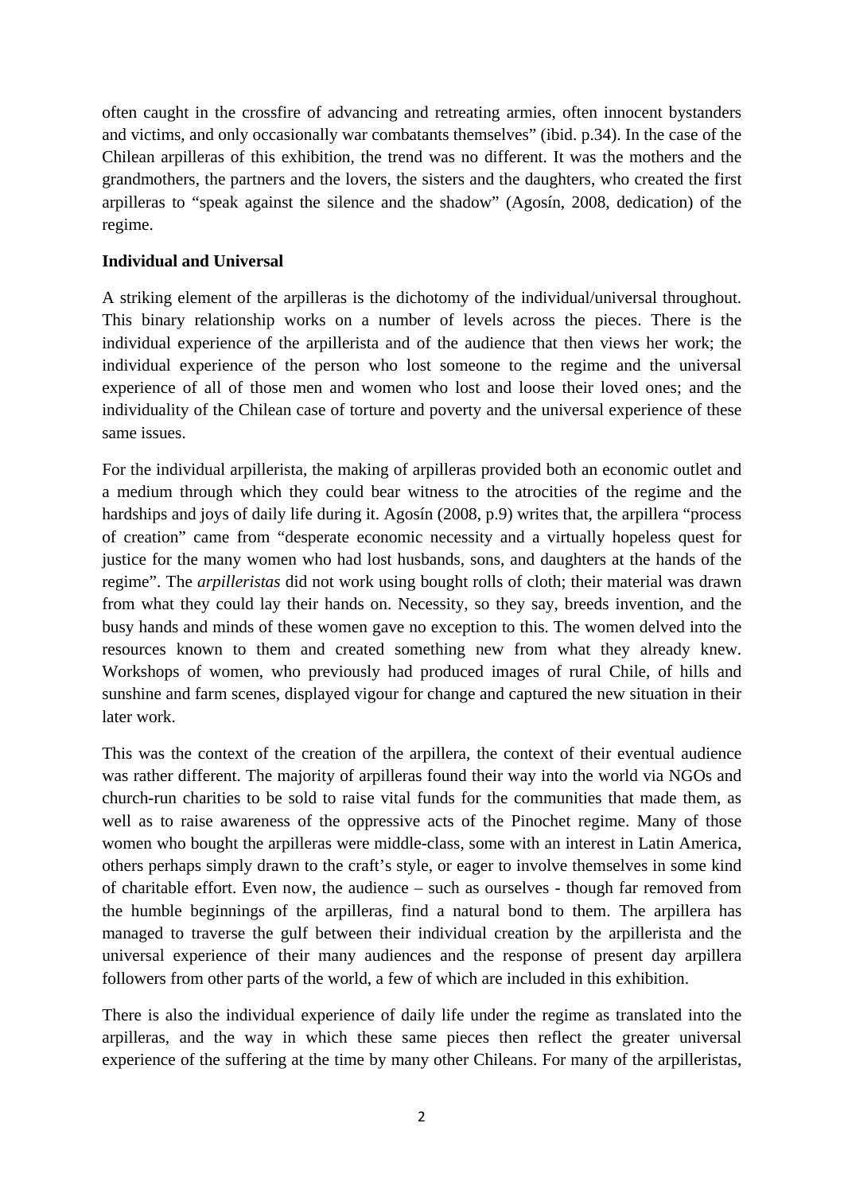often caught in the crossfire of advancing and retreating armies, often innocent bystanders and victims, and only occasionally war combatants themselves" (ibid. p.34). In the case of the Chilean arpilleras of this exhibition, the trend was no different. It was the mothers and the grandmothers, the partners and the lovers, the sisters and the daughters, who created the first arpilleras to "speak against the silence and the shadow" (Agosín, 2008, dedication) of the regime.

**Individual and Universal**

A striking element of the arpilleras is the dichotomy of the individual/universal throughout. This binary relationship works on a number of levels across the pieces. There is the individual experience of the arpillerista and of the audience that then views her work; the individual experience of the person who lost someone to the regime and the universal experience of all of those men and women who lost and loose their loved ones; and the individuality of the Chilean case of torture and poverty and the universal experience of these same issues.

For the individual arpillerista, the making of arpilleras provided both an economic outlet and a medium through which they could bear witness to the atrocities of the regime and the hardships and joys of daily life during it. Agosín (2008, p.9) writes that, the arpillera "process of creation" came from "desperate economic necessity and a virtually hopeless quest for justice for the many women who had lost husbands, sons, and daughters at the hands of the regime". The *arpilleristas* did not work using bought rolls of cloth; their material was drawn from what they could lay their hands on. Necessity, so they say, breeds invention, and the busy hands and minds of these women gave no exception to this. The women delved into the resources known to them and created something new from what they already knew. Workshops of women, who previously had produced images of rural Chile, of hills and sunshine and farm scenes, displayed vigour for change and captured the new situation in their later work.

This was the context of the creation of the arpillera, the context of their eventual audience was rather different. The majority of arpilleras found their way into the world via NGOs and church-run charities to be sold to raise vital funds for the communities that made them, as well as to raise awareness of the oppressive acts of the Pinochet regime. Many of those women who bought the arpilleras were middle-class, some with an interest in Latin America, others perhaps simply drawn to the craft's style, or eager to involve themselves in some kind of charitable effort. Even now, the audience – such as ourselves - though far removed from the humble beginnings of the arpilleras, find a natural bond to them. The arpillera has managed to traverse the gulf between their individual creation by the arpillerista and the universal experience of their many audiences and the response of present day arpillera followers from other parts of the world, a few of which are included in this exhibition.

There is also the individual experience of daily life under the regime as translated into the arpilleras, and the way in which these same pieces then reflect the greater universal experience of the suffering at the time by many other Chileans. For many of the arpilleristas,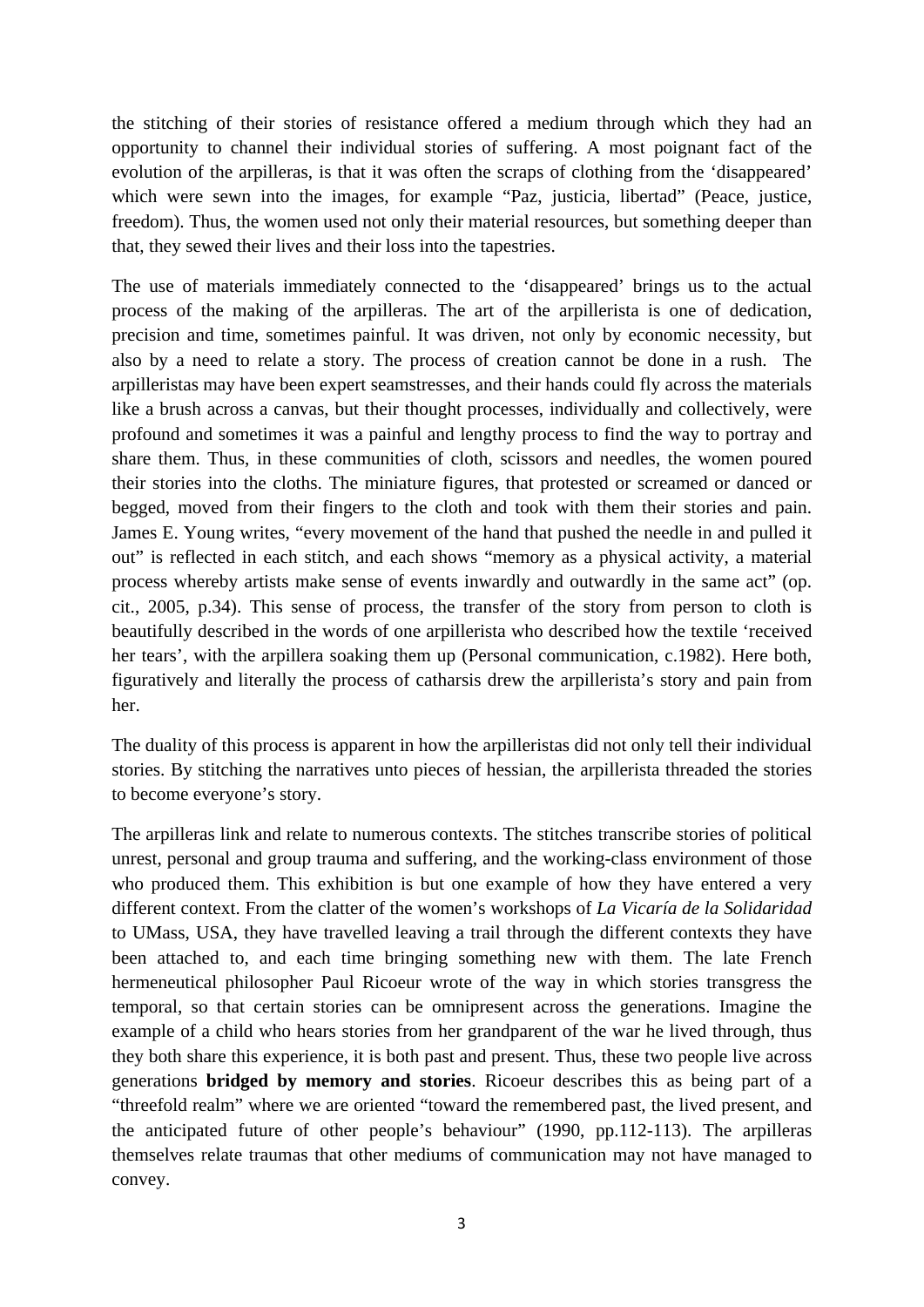the stitching of their stories of resistance offered a medium through which they had an opportunity to channel their individual stories of suffering. A most poignant fact of the evolution of the arpilleras, is that it was often the scraps of clothing from the 'disappeared' which were sewn into the images, for example "Paz, justicia, libertad" (Peace, justice, freedom). Thus, the women used not only their material resources, but something deeper than that, they sewed their lives and their loss into the tapestries.

The use of materials immediately connected to the 'disappeared' brings us to the actual process of the making of the arpilleras. The art of the arpillerista is one of dedication, precision and time, sometimes painful. It was driven, not only by economic necessity, but also by a need to relate a story. The process of creation cannot be done in a rush. The arpilleristas may have been expert seamstresses, and their hands could fly across the materials like a brush across a canvas, but their thought processes, individually and collectively, were profound and sometimes it was a painful and lengthy process to find the way to portray and share them. Thus, in these communities of cloth, scissors and needles, the women poured their stories into the cloths. The miniature figures, that protested or screamed or danced or begged, moved from their fingers to the cloth and took with them their stories and pain. James E. Young writes, "every movement of the hand that pushed the needle in and pulled it out" is reflected in each stitch, and each shows "memory as a physical activity, a material process whereby artists make sense of events inwardly and outwardly in the same act" (op. cit., 2005, p.34). This sense of process, the transfer of the story from person to cloth is beautifully described in the words of one arpillerista who described how the textile 'received her tears', with the arpillera soaking them up (Personal communication, c.1982). Here both, figuratively and literally the process of catharsis drew the arpillerista's story and pain from her.

The duality of this process is apparent in how the arpilleristas did not only tell their individual stories. By stitching the narratives unto pieces of hessian, the arpillerista threaded the stories to become everyone's story.

The arpilleras link and relate to numerous contexts. The stitches transcribe stories of political unrest, personal and group trauma and suffering, and the working-class environment of those who produced them. This exhibition is but one example of how they have entered a very different context. From the clatter of the women's workshops of *La Vicaría de la Solidaridad* to UMass, USA, they have travelled leaving a trail through the different contexts they have been attached to, and each time bringing something new with them. The late French hermeneutical philosopher Paul Ricoeur wrote of the way in which stories transgress the temporal, so that certain stories can be omnipresent across the generations. Imagine the example of a child who hears stories from her grandparent of the war he lived through, thus they both share this experience, it is both past and present. Thus, these two people live across generations **bridged by memory and stories**. Ricoeur describes this as being part of a "threefold realm" where we are oriented "toward the remembered past, the lived present, and the anticipated future of other people's behaviour" (1990, pp.112-113). The arpilleras themselves relate traumas that other mediums of communication may not have managed to convey.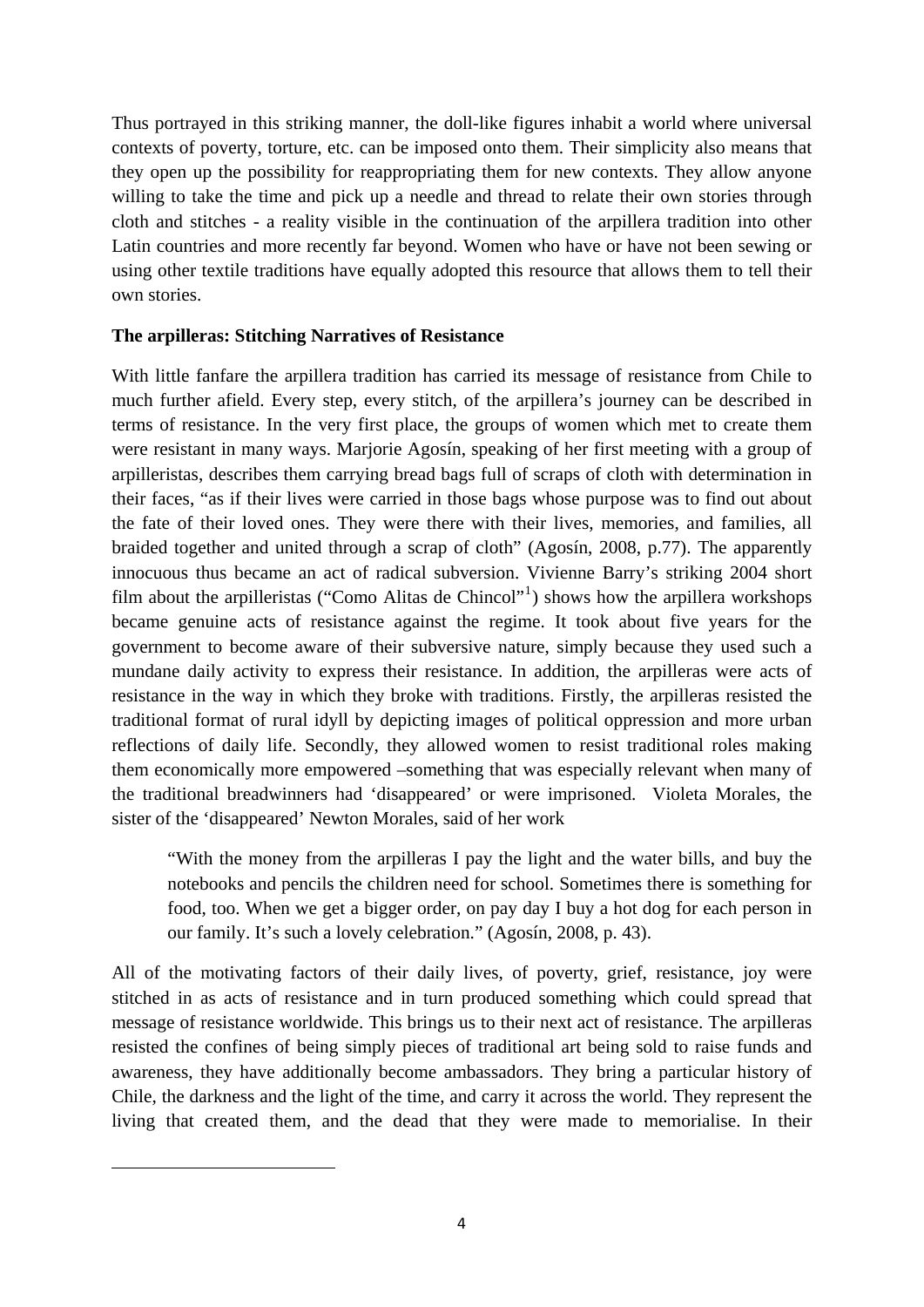Thus portrayed in this striking manner, the doll-like figures inhabit a world where universal contexts of poverty, torture, etc. can be imposed onto them. Their simplicity also means that they open up the possibility for reappropriating them for new contexts. They allow anyone willing to take the time and pick up a needle and thread to relate their own stories through cloth and stitches - a reality visible in the continuation of the arpillera tradition into other Latin countries and more recently far beyond. Women who have or have not been sewing or using other textile traditions have equally adopted this resource that allows them to tell their own stories.

**The arpilleras: Stitching Narratives of Resistance**

With little fanfare the arpillera tradition has carried its message of resistance from Chile to much further afield. Every step, every stitch, of the arpillera's journey can be described in terms of resistance. In the very first place, the groups of women which met to create them were resistant in many ways. Marjorie Agosín, speaking of her first meeting with a group of arpilleristas, describes them carrying bread bags full of scraps of cloth with determination in their faces, "as if their lives were carried in those bags whose purpose was to find out about the fate of their loved ones. They were there with their lives, memories, and families, all braided together and united through a scrap of cloth" (Agosín, 2008, p.77). The apparently innocuous thus became an act of radical subversion. Vivienne Barry's striking 2004 short film about the arpilleristas ("Como Alitas de Chincol"[1]) shows how the arpillera workshops became genuine acts of resistance against the regime. It took about five years for the government to become aware of their subversive nature, simply because they used such a mundane daily activity to express their resistance. In addition, the arpilleras were acts of resistance in the way in which they broke with traditions. Firstly, the arpilleras resisted the traditional format of rural idyll by depicting images of political oppression and more urban reflections of daily life. Secondly, they allowed women to resist traditional roles making them economically more empowered –something that was especially relevant when many of the traditional breadwinners had 'disappeared' or were imprisoned. Violeta Morales, the sister of the 'disappeared' Newton Morales, said of her work

> "With the money from the arpilleras I pay the light and the water bills, and buy the notebooks and pencils the children need for school. Sometimes there is something for food, too. When we get a bigger order, on pay day I buy a hot dog for each person in our family. It's such a lovely celebration." (Agosín, 2008, p. 43).

All of the motivating factors of their daily lives, of poverty, grief, resistance, joy were stitched in as acts of resistance and in turn produced something which could spread that message of resistance worldwide. This brings us to their next act of resistance. The arpilleras resisted the confines of being simply pieces of traditional art being sold to raise funds and awareness, they have additionally become ambassadors. They bring a particular history of Chile, the darkness and the light of the time, and carry it across the world. They represent the living that created them, and the dead that they were made to memorialise. In their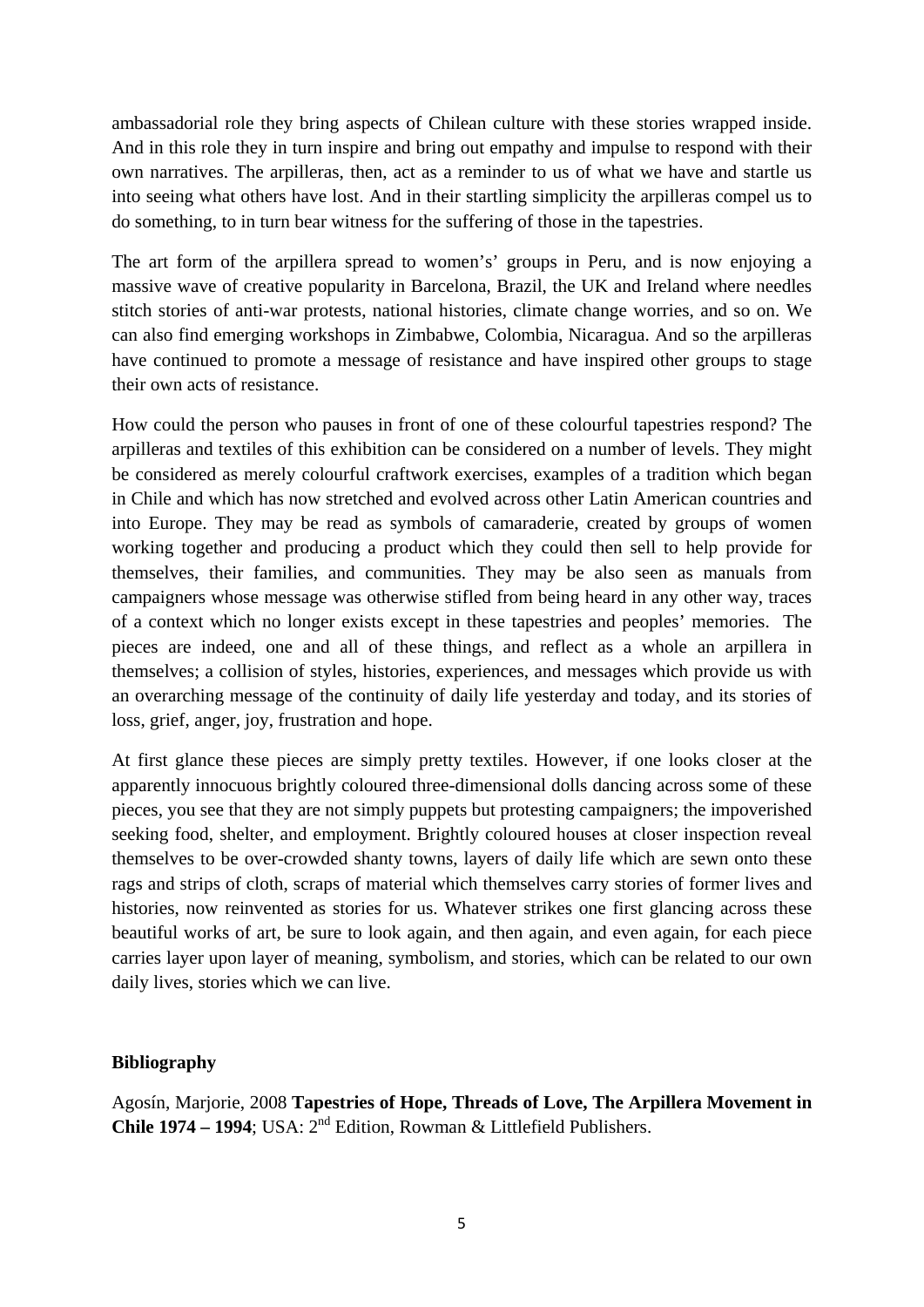ambassadorial role they bring aspects of Chilean culture with these stories wrapped inside. And in this role they in turn inspire and bring out empathy and impulse to respond with their own narratives. The arpilleras, then, act as a reminder to us of what we have and startle us into seeing what others have lost. And in their startling simplicity the arpilleras compel us to do something, to in turn bear witness for the suffering of those in the tapestries.

The art form of the arpillera spread to women's' groups in Peru, and is now enjoying a massive wave of creative popularity in Barcelona, Brazil, the UK and Ireland where needles stitch stories of anti-war protests, national histories, climate change worries, and so on. We can also find emerging workshops in Zimbabwe, Colombia, Nicaragua. And so the arpilleras have continued to promote a message of resistance and have inspired other groups to stage their own acts of resistance.

How could the person who pauses in front of one of these colourful tapestries respond? The arpilleras and textiles of this exhibition can be considered on a number of levels. They might be considered as merely colourful craftwork exercises, examples of a tradition which began in Chile and which has now stretched and evolved across other Latin American countries and into Europe. They may be read as symbols of camaraderie, created by groups of women working together and producing a product which they could then sell to help provide for themselves, their families, and communities. They may be also seen as manuals from campaigners whose message was otherwise stifled from being heard in any other way, traces of a context which no longer exists except in these tapestries and peoples' memories. The pieces are indeed, one and all of these things, and reflect as a whole an arpillera in themselves; a collision of styles, histories, experiences, and messages which provide us with an overarching message of the continuity of daily life yesterday and today, and its stories of loss, grief, anger, joy, frustration and hope.

At first glance these pieces are simply pretty textiles. However, if one looks closer at the apparently innocuous brightly coloured three-dimensional dolls dancing across some of these pieces, you see that they are not simply puppets but protesting campaigners; the impoverished seeking food, shelter, and employment. Brightly coloured houses at closer inspection reveal themselves to be over-crowded shanty towns, layers of daily life which are sewn onto these rags and strips of cloth, scraps of material which themselves carry stories of former lives and histories, now reinvented as stories for us. Whatever strikes one first glancing across these beautiful works of art, be sure to look again, and then again, and even again, for each piece carries layer upon layer of meaning, symbolism, and stories, which can be related to our own daily lives, stories which we can live.

**Bibliography**

Agosín, Marjorie, 2008 **Tapestries of Hope, Threads of Love, The Arpillera Movement in Chile 1974 – 1994**; USA: 2nd Edition, Rowman & Littlefield Publishers.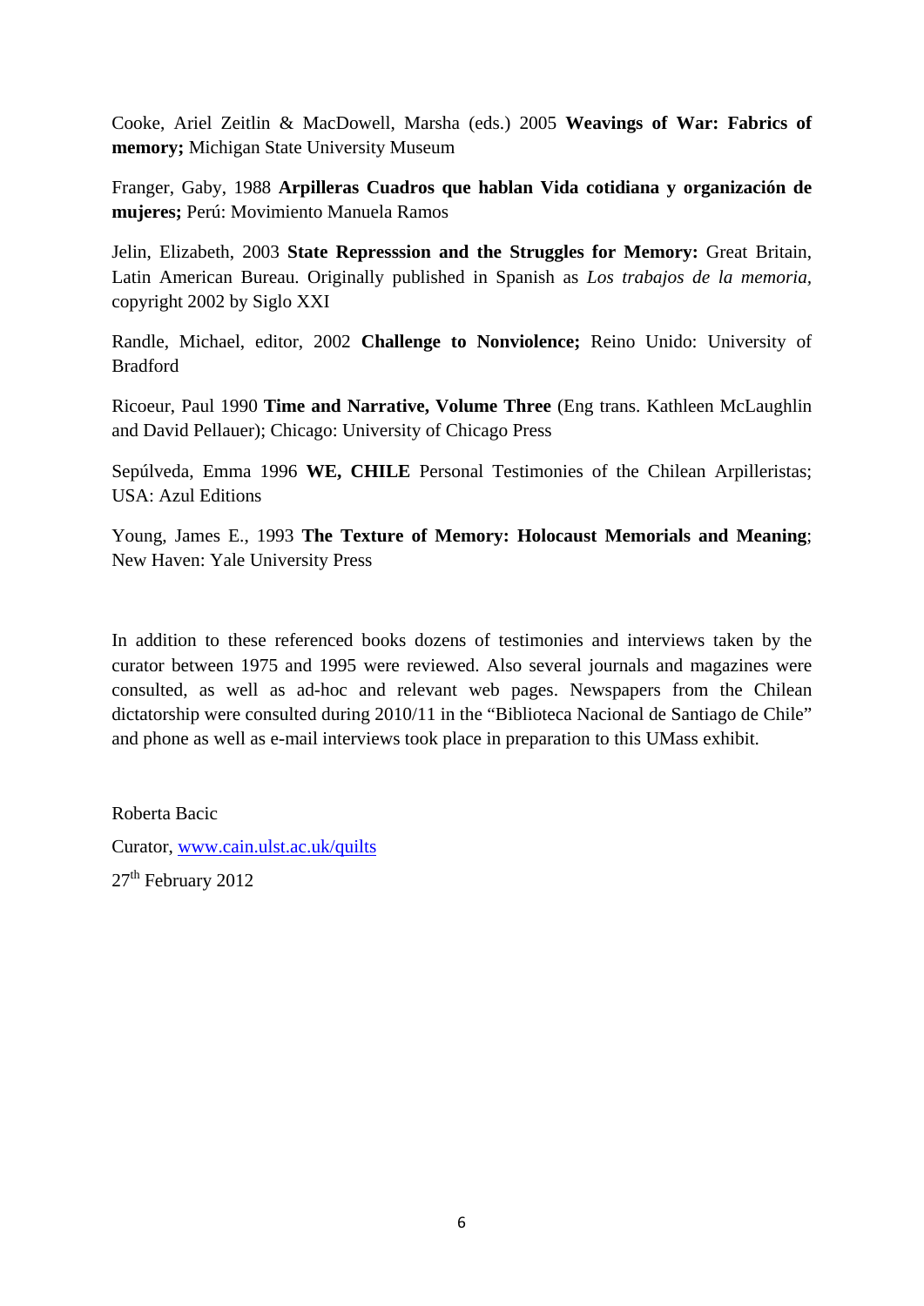Cooke, Ariel Zeitlin & MacDowell, Marsha (eds.) 2005 **Weavings of War: Fabrics of memory;** Michigan State University Museum

Franger, Gaby, 1988 **Arpilleras Cuadros que hablan Vida cotidiana y organización de mujeres;** Perú: Movimiento Manuela Ramos

Jelin, Elizabeth, 2003 **State Represssion and the Struggles for Memory:** Great Britain, Latin American Bureau. Originally published in Spanish as *Los trabajos de la memoria,* copyright 2002 by Siglo XXI

Randle, Michael, editor, 2002 **Challenge to Nonviolence;** Reino Unido: University of Bradford

Ricoeur, Paul 1990 **Time and Narrative, Volume Three** (Eng trans. Kathleen McLaughlin and David Pellauer); Chicago: University of Chicago Press

Sepúlveda, Emma 1996 **WE, CHILE** Personal Testimonies of the Chilean Arpilleristas; USA: Azul Editions

Young, James E., 1993 **The Texture of Memory: Holocaust Memorials and Meaning**; New Haven: Yale University Press

In addition to these referenced books dozens of testimonies and interviews taken by the curator between 1975 and 1995 were reviewed. Also several journals and magazines were consulted, as well as ad-hoc and relevant web pages. Newspapers from the Chilean dictatorship were consulted during 2010/11 in the "Biblioteca Nacional de Santiago de Chile" and phone as well as e-mail interviews took place in preparation to this UMass exhibit.

Roberta Bacic

Curator, [www.cain.ulst.ac.uk/quilts](http://www.cain.ulst.ac.uk/quilts)

27th February 2012